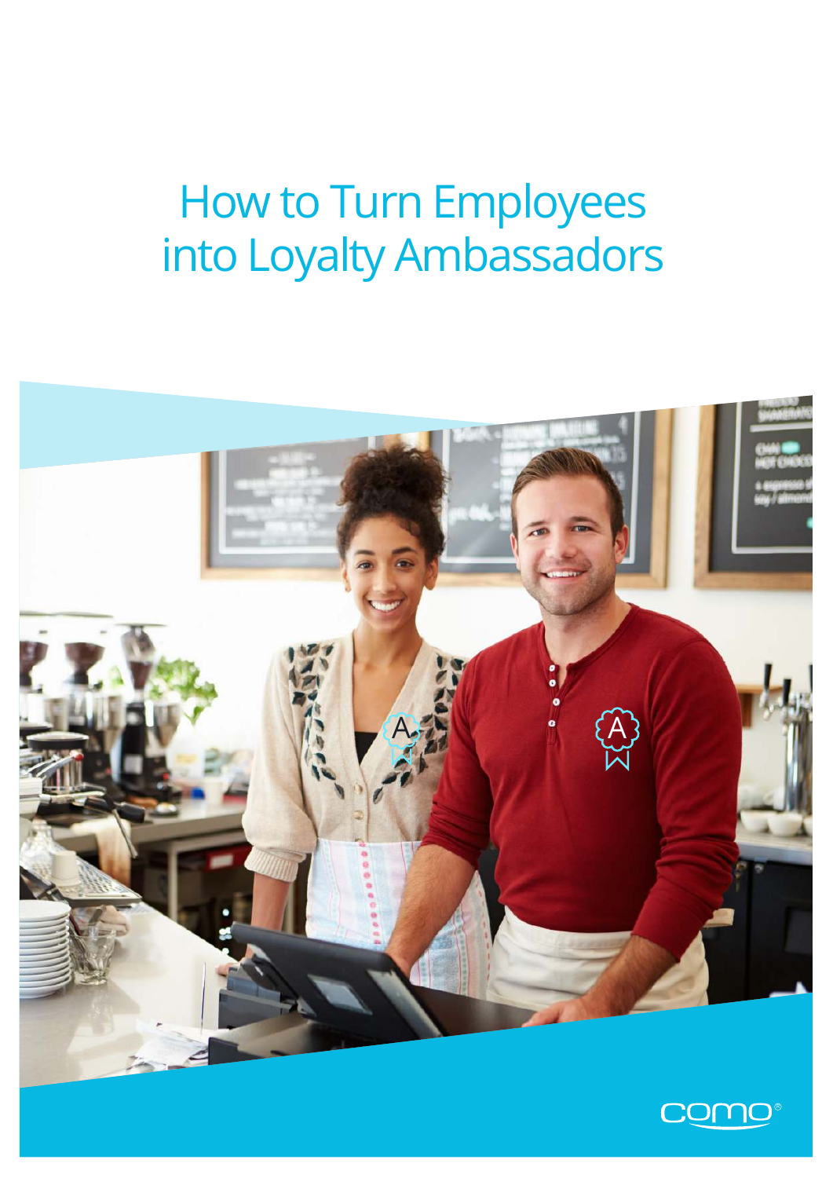# How to Turn Employees into Loyalty Ambassadors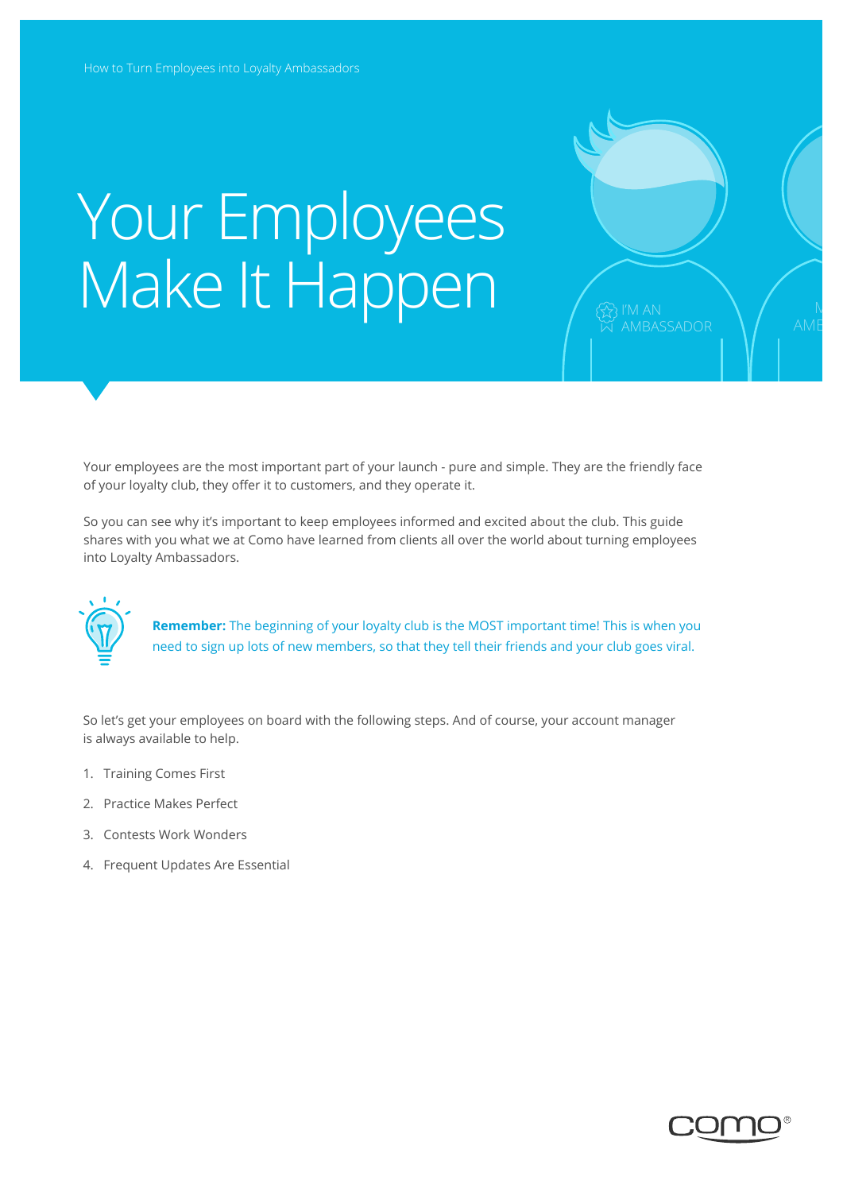# Your Employees Make It Happen

Your employees are the most important part of your launch - pure and simple. They are the friendly face of your loyalty club, they offer it to customers, and they operate it.

So you can see why it's important to keep employees informed and excited about the club. This guide shares with you what we at Como have learned from clients all over the world about turning employees into Loyalty Ambassadors.

**Remember:** The beginning of your loyalty club is the MOST important time! This is when you need to sign up lots of new members, so that they tell their friends and your club goes viral.

So let's get your employees on board with the following steps. And of course, your account manager is always available to help.

1. Training Comes First
2. Practice Makes Perfect
3. Contests Work Wonders
4. Frequent Updates Are Essential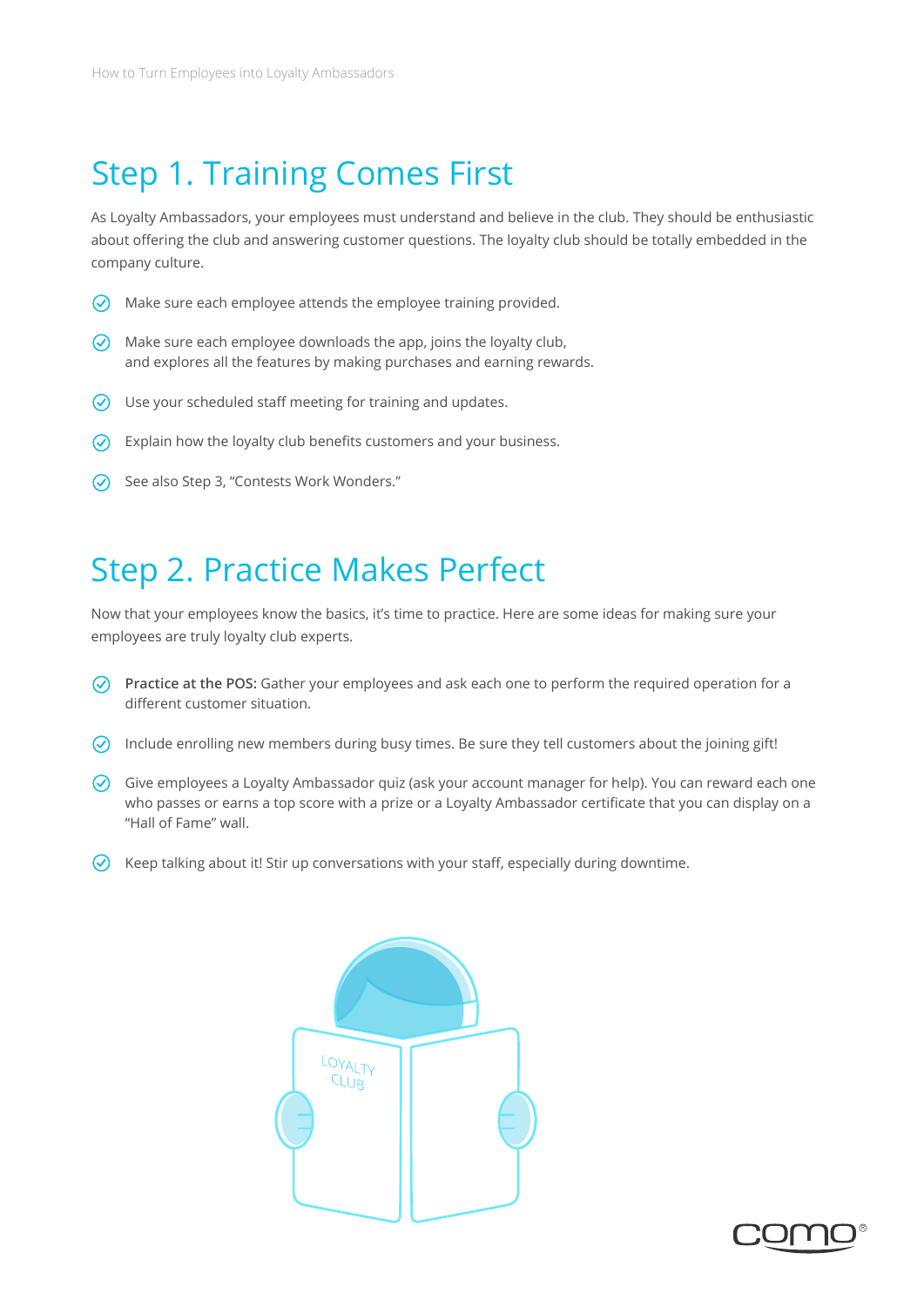## Step 1. Training Comes First

As Loyalty Ambassadors, your employees must understand and believe in the club. They should be enthusiastic about offering the club and answering customer questions. The loyalty club should be totally embedded in the company culture.

- Make sure each employee attends the employee training provided.
- Make sure each employee downloads the app, joins the loyalty club, and explores all the features by making purchases and earning rewards.
- Use your scheduled staff meeting for training and updates.
- Explain how the loyalty club benefits customers and your business.
- See also Step 3, "Contests Work Wonders."

## Step 2. Practice Makes Perfect

Now that your employees know the basics, it's time to practice. Here are some ideas for making sure your employees are truly loyalty club experts.

- **Practice at the POS:** Gather your employees and ask each one to perform the required operation for a different customer situation.
- Include enrolling new members during busy times. Be sure they tell customers about the joining gift!
- Give employees a Loyalty Ambassador quiz (ask your account manager for help). You can reward each one who passes or earns a top score with a prize or a Loyalty Ambassador certificate that you can display on a "Hall of Fame" wall.
- Keep talking about it! Stir up conversations with your staff, especially during downtime.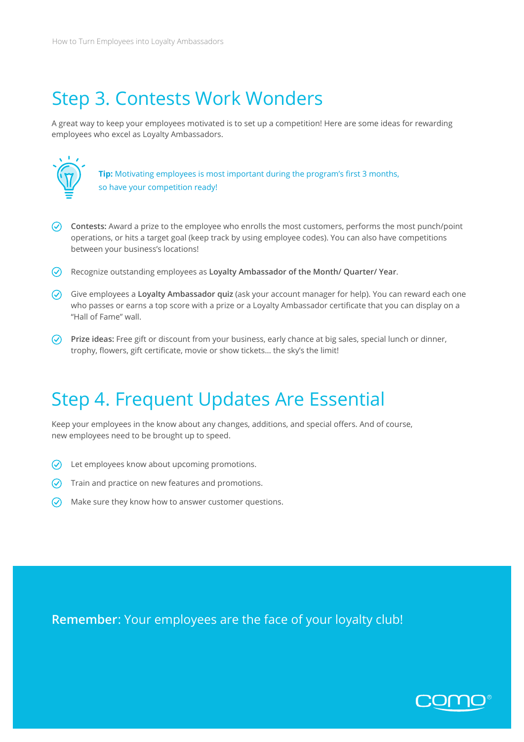## Step 3. Contests Work Wonders

A great way to keep your employees motivated is to set up a competition! Here are some ideas for rewarding employees who excel as Loyalty Ambassadors.

**Tip:** Motivating employees is most important during the program's first 3 months, so have your competition ready!

- **Contests:** Award a prize to the employee who enrolls the most customers, performs the most punch/point operations, or hits a target goal (keep track by using employee codes). You can also have competitions between your business's locations!
- Recognize outstanding employees as **Loyalty Ambassador of the Month/ Quarter/ Year**.
- Give employees a **Loyalty Ambassador quiz** (ask your account manager for help). You can reward each one who passes or earns a top score with a prize or a Loyalty Ambassador certificate that you can display on a "Hall of Fame" wall.
- **Prize ideas:** Free gift or discount from your business, early chance at big sales, special lunch or dinner, trophy, flowers, gift certificate, movie or show tickets... the sky's the limit!

## Step 4. Frequent Updates Are Essential

Keep your employees in the know about any changes, additions, and special offers. And of course, new employees need to be brought up to speed.

- Let employees know about upcoming promotions.
- Train and practice on new features and promotions.
- Make sure they know how to answer customer questions.

**Remember**: Your employees are the face of your loyalty club!

como®